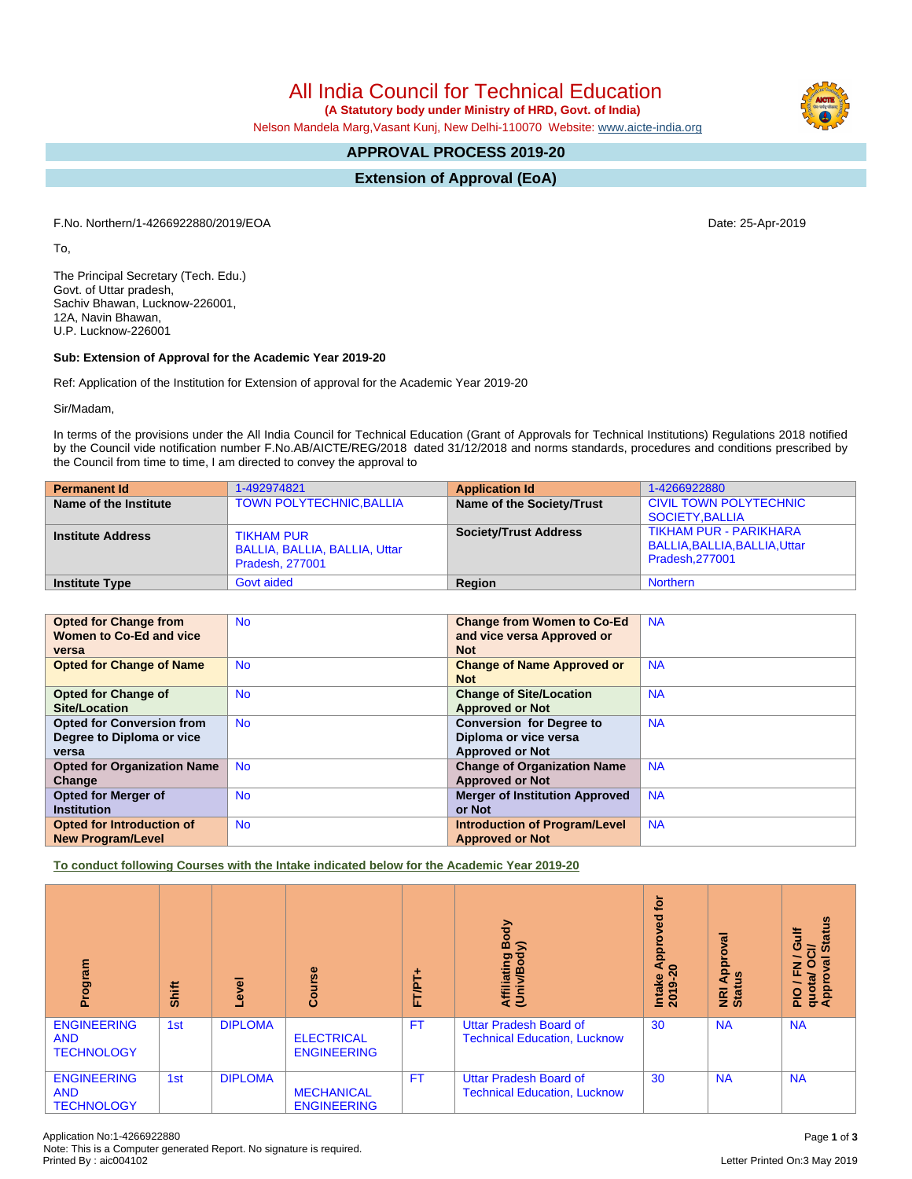# All India Council for Technical Education

**(A Statutory body under Ministry of HRD, Govt. of India)**

Nelson Mandela Marg,Vasant Kunj, New Delhi-110070 Website: www.aicte-india.org

## APPROVAL PROCESS 2019-20

## Extension of Approval (EoA)

F.No. Northern/1-4266922880/2019/EOA

Date: 25-Apr-2019

To,

The Principal Secretary (Tech. Edu.)
Govt. of Uttar pradesh,
Sachiv Bhawan, Lucknow-226001,
12A, Navin Bhawan,
U.P. Lucknow-226001

**Sub: Extension of Approval for the Academic Year 2019-20**

Ref: Application of the Institution for Extension of approval for the Academic Year 2019-20

Sir/Madam,

In terms of the provisions under the All India Council for Technical Education (Grant of Approvals for Technical Institutions) Regulations 2018 notified by the Council vide notification number F.No.AB/AICTE/REG/2018 dated 31/12/2018 and norms standards, procedures and conditions prescribed by the Council from time to time, I am directed to convey the approval to

| **Permanent Id** | 1-492974821 | **Application Id** | 1-4266922880 |
|---|---|---|---|
| **Name of the Institute** | TOWN POLYTECHNIC,BALLIA | **Name of the Society/Trust** | CIVIL TOWN POLYTECHNIC SOCIETY,BALLIA |
| **Institute Address** | TIKHAM PUR BALLIA, BALLIA, BALLIA, Uttar Pradesh, 277001 | **Society/Trust Address** | TIKHAM PUR - PARIKHARA BALLIA,BALLIA,BALLIA,Uttar Pradesh,277001 |
| **Institute Type** | Govt aided | **Region** | Northern |

| **Opted for Change from Women to Co-Ed and vice versa** | No | **Change from Women to Co-Ed and vice versa Approved or Not** | NA |
|---|---|---|---|
| **Opted for Change of Name** | No | **Change of Name Approved or Not** | NA |
| **Opted for Change of Site/Location** | No | **Change of Site/Location Approved or Not** | NA |
| **Opted for Conversion from Degree to Diploma or vice versa** | No | **Conversion for Degree to Diploma or vice versa Approved or Not** | NA |
| **Opted for Organization Name Change** | No | **Change of Organization Name Approved or Not** | NA |
| **Opted for Merger of Institution** | No | **Merger of Institution Approved or Not** | NA |
| **Opted for Introduction of New Program/Level** | No | **Introduction of Program/Level Approved or Not** | NA |

**To conduct following Courses with the Intake indicated below for the Academic Year 2019-20**

| Program | Shift | Level | Course | FT/PT+ | Affiliating Body (Univ/Body) | Intake Approved for 2019-20 | NRI Approval Status | PIO / FN / Gulf quota/ OCI/ Approval Status |
|---|---|---|---|---|---|---|---|---|
| ENGINEERING AND TECHNOLOGY | 1st | DIPLOMA | ELECTRICAL ENGINEERING | FT | Uttar Pradesh Board of Technical Education, Lucknow | 30 | NA | NA |
| ENGINEERING AND TECHNOLOGY | 1st | DIPLOMA | MECHANICAL ENGINEERING | FT | Uttar Pradesh Board of Technical Education, Lucknow | 30 | NA | NA |

Application No:1-4266922880
Note: This is a Computer generated Report. No signature is required.
Printed By : aic004102

Letter Printed On:3 May 2019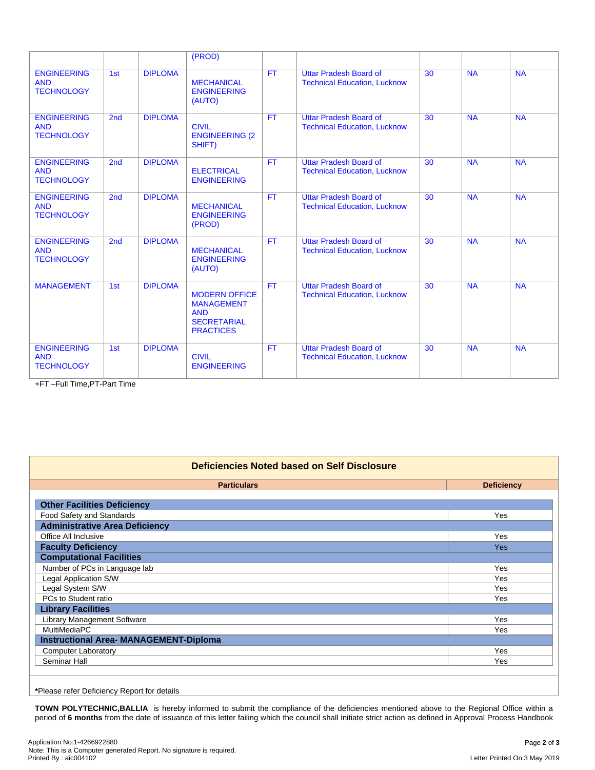| | | | (PROD) | | | | | |
|---|---|---|---|---|---|---|---|---|
| ENGINEERING AND TECHNOLOGY | 1st | DIPLOMA | MECHANICAL ENGINEERING (AUTO) | FT | Uttar Pradesh Board of Technical Education, Lucknow | 30 | NA | NA |
| ENGINEERING AND TECHNOLOGY | 2nd | DIPLOMA | CIVIL ENGINEERING (2 SHIFT) | FT | Uttar Pradesh Board of Technical Education, Lucknow | 30 | NA | NA |
| ENGINEERING AND TECHNOLOGY | 2nd | DIPLOMA | ELECTRICAL ENGINEERING | FT | Uttar Pradesh Board of Technical Education, Lucknow | 30 | NA | NA |
| ENGINEERING AND TECHNOLOGY | 2nd | DIPLOMA | MECHANICAL ENGINEERING (PROD) | FT | Uttar Pradesh Board of Technical Education, Lucknow | 30 | NA | NA |
| ENGINEERING AND TECHNOLOGY | 2nd | DIPLOMA | MECHANICAL ENGINEERING (AUTO) | FT | Uttar Pradesh Board of Technical Education, Lucknow | 30 | NA | NA |
| MANAGEMENT | 1st | DIPLOMA | MODERN OFFICE MANAGEMENT AND SECRETARIAL PRACTICES | FT | Uttar Pradesh Board of Technical Education, Lucknow | 30 | NA | NA |
| ENGINEERING AND TECHNOLOGY | 1st | DIPLOMA | CIVIL ENGINEERING | FT | Uttar Pradesh Board of Technical Education, Lucknow | 30 | NA | NA |

+FT –Full Time,PT-Part Time

## Deficiencies Noted based on Self Disclosure

| Particulars | Deficiency |
|---|---|
| **Other Facilities Deficiency** | |
| Food Safety and Standards | Yes |
| **Administrative Area Deficiency** | |
| Office All Inclusive | Yes |
| **Faculty Deficiency** | Yes |
| **Computational Facilities** | |
| Number of PCs in Language lab | Yes |
| Legal Application S/W | Yes |
| Legal System S/W | Yes |
| PCs to Student ratio | Yes |
| **Library Facilities** | |
| Library Management Software | Yes |
| MultiMediaPC | Yes |
| **Instructional Area- MANAGEMENT-Diploma** | |
| Computer Laboratory | Yes |
| Seminar Hall | Yes |

*Please refer Deficiency Report for details

**TOWN POLYTECHNIC,BALLIA** is hereby informed to submit the compliance of the deficiencies mentioned above to the Regional Office within a period of **6 months** from the date of issuance of this letter failing which the council shall initiate strict action as defined in Approval Process Handbook

Application No:1-4266922880
Note: This is a Computer generated Report. No signature is required.
Printed By : aic004102

Letter Printed On:3 May 2019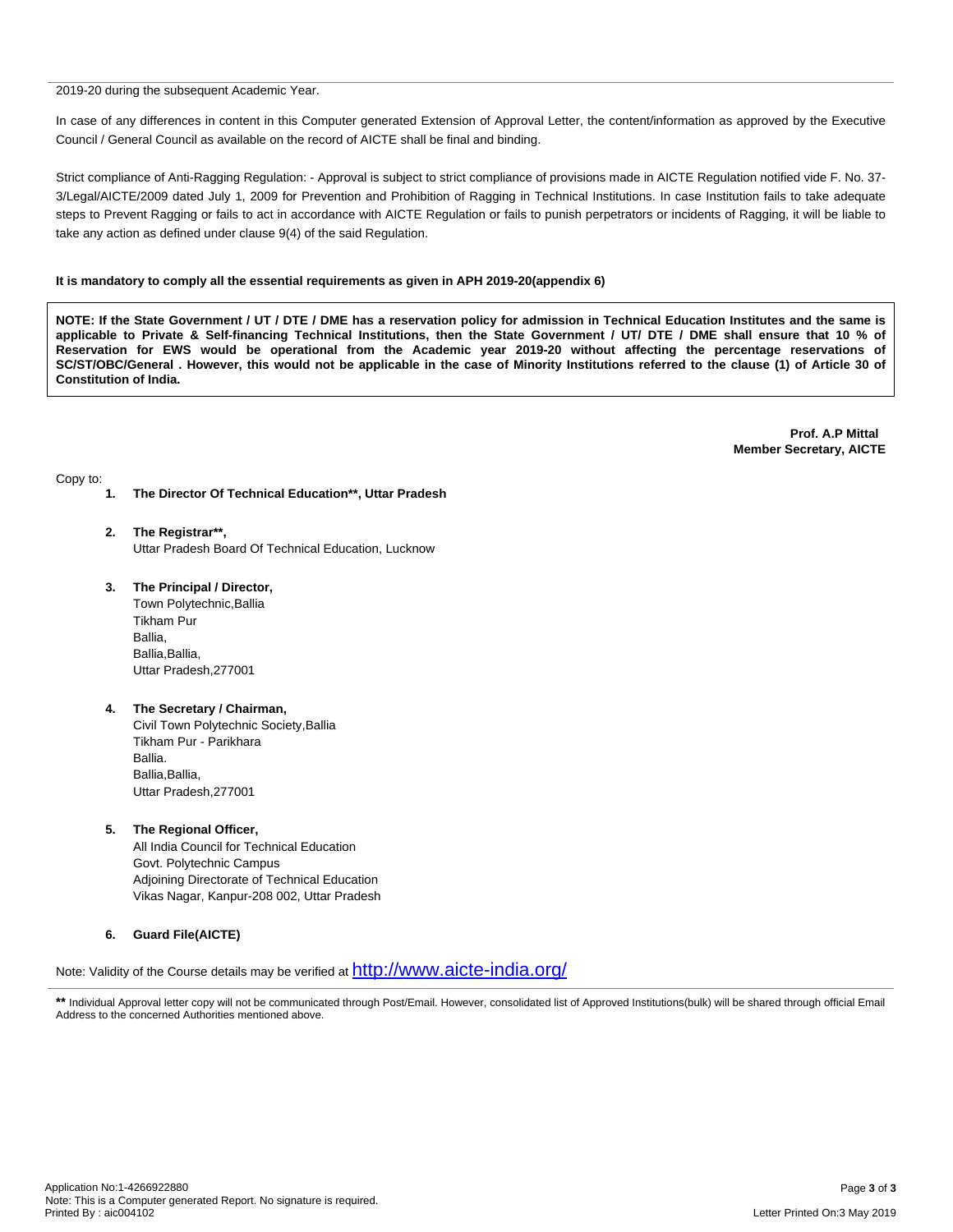2019-20 during the subsequent Academic Year.

In case of any differences in content in this Computer generated Extension of Approval Letter, the content/information as approved by the Executive Council / General Council as available on the record of AICTE shall be final and binding.

Strict compliance of Anti-Ragging Regulation: - Approval is subject to strict compliance of provisions made in AICTE Regulation notified vide F. No. 37-3/Legal/AICTE/2009 dated July 1, 2009 for Prevention and Prohibition of Ragging in Technical Institutions. In case Institution fails to take adequate steps to Prevent Ragging or fails to act in accordance with AICTE Regulation or fails to punish perpetrators or incidents of Ragging, it will be liable to take any action as defined under clause 9(4) of the said Regulation.

**It is mandatory to comply all the essential requirements as given in APH 2019-20(appendix 6)**

**NOTE: If the State Government / UT / DTE / DME has a reservation policy for admission in Technical Education Institutes and the same is applicable to Private & Self-financing Technical Institutions, then the State Government / UT/ DTE / DME shall ensure that 10 % of Reservation for EWS would be operational from the Academic year 2019-20 without affecting the percentage reservations of SC/ST/OBC/General . However, this would not be applicable in the case of Minority Institutions referred to the clause (1) of Article 30 of Constitution of India.**

**Prof. A.P Mittal**
**Member Secretary, AICTE**

Copy to:

1. **The Director Of Technical Education\*\*, Uttar Pradesh**

2. **The Registrar\*\*,**
   Uttar Pradesh Board Of Technical Education, Lucknow

3. **The Principal / Director,**
   Town Polytechnic,Ballia
   Tikham Pur
   Ballia,
   Ballia,Ballia,
   Uttar Pradesh,277001

4. **The Secretary / Chairman,**
   Civil Town Polytechnic Society,Ballia
   Tikham Pur - Parikhara
   Ballia.
   Ballia,Ballia,
   Uttar Pradesh,277001

5. **The Regional Officer,**
   All India Council for Technical Education
   Govt. Polytechnic Campus
   Adjoining Directorate of Technical Education
   Vikas Nagar, Kanpur-208 002, Uttar Pradesh

6. **Guard File(AICTE)**

Note: Validity of the Course details may be verified at http://www.aicte-india.org/

**\*\*** Individual Approval letter copy will not be communicated through Post/Email. However, consolidated list of Approved Institutions(bulk) will be shared through official Email Address to the concerned Authorities mentioned above.

Application No:1-4266922880
Note: This is a Computer generated Report. No signature is required.
Printed By : aic004102

Letter Printed On:3 May 2019